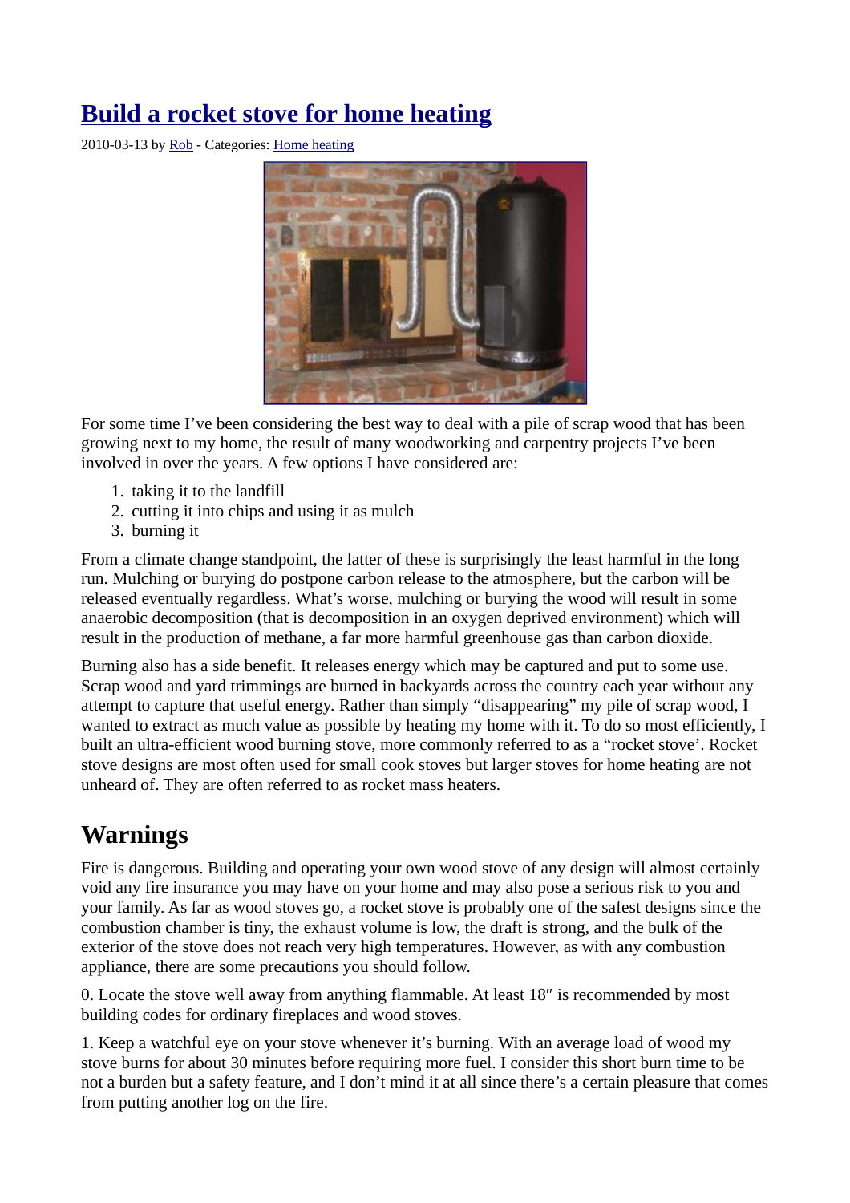# Build a rocket stove for home heating

2010-03-13 by Rob - Categories: Home heating

For some time I've been considering the best way to deal with a pile of scrap wood that has been growing next to my home, the result of many woodworking and carpentry projects I've been involved in over the years. A few options I have considered are:

1. taking it to the landfill
2. cutting it into chips and using it as mulch
3. burning it

From a climate change standpoint, the latter of these is surprisingly the least harmful in the long run. Mulching or burying do postpone carbon release to the atmosphere, but the carbon will be released eventually regardless. What's worse, mulching or burying the wood will result in some anaerobic decomposition (that is decomposition in an oxygen deprived environment) which will result in the production of methane, a far more harmful greenhouse gas than carbon dioxide.

Burning also has a side benefit. It releases energy which may be captured and put to some use. Scrap wood and yard trimmings are burned in backyards across the country each year without any attempt to capture that useful energy. Rather than simply "disappearing" my pile of scrap wood, I wanted to extract as much value as possible by heating my home with it. To do so most efficiently, I built an ultra-efficient wood burning stove, more commonly referred to as a "rocket stove'. Rocket stove designs are most often used for small cook stoves but larger stoves for home heating are not unheard of. They are often referred to as rocket mass heaters.

## Warnings

Fire is dangerous. Building and operating your own wood stove of any design will almost certainly void any fire insurance you may have on your home and may also pose a serious risk to you and your family. As far as wood stoves go, a rocket stove is probably one of the safest designs since the combustion chamber is tiny, the exhaust volume is low, the draft is strong, and the bulk of the exterior of the stove does not reach very high temperatures. However, as with any combustion appliance, there are some precautions you should follow.

0. Locate the stove well away from anything flammable. At least 18″ is recommended by most building codes for ordinary fireplaces and wood stoves.

1. Keep a watchful eye on your stove whenever it's burning. With an average load of wood my stove burns for about 30 minutes before requiring more fuel. I consider this short burn time to be not a burden but a safety feature, and I don't mind it at all since there's a certain pleasure that comes from putting another log on the fire.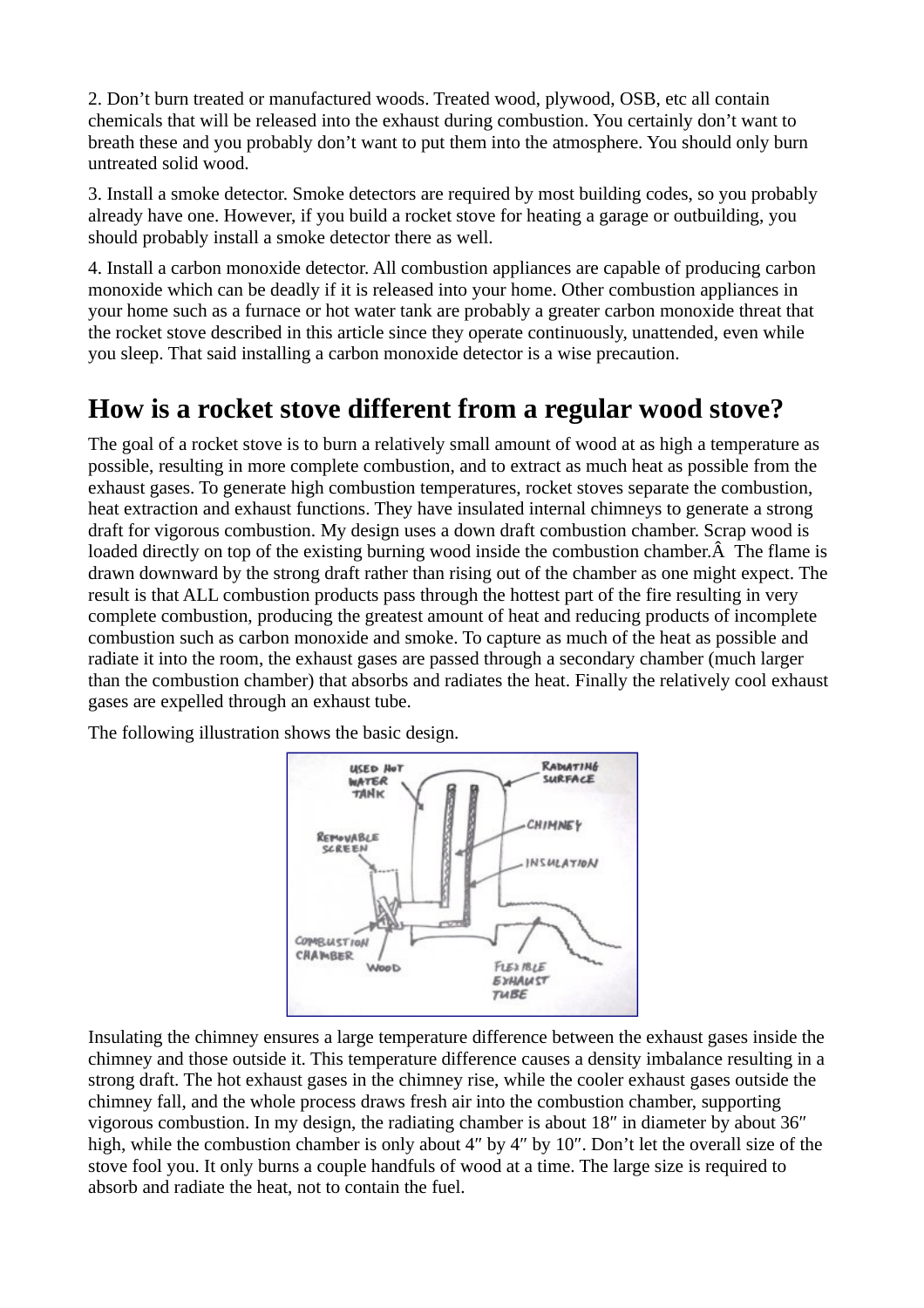2. Don't burn treated or manufactured woods. Treated wood, plywood, OSB, etc all contain chemicals that will be released into the exhaust during combustion. You certainly don't want to breath these and you probably don't want to put them into the atmosphere. You should only burn untreated solid wood.

3. Install a smoke detector. Smoke detectors are required by most building codes, so you probably already have one. However, if you build a rocket stove for heating a garage or outbuilding, you should probably install a smoke detector there as well.

4. Install a carbon monoxide detector. All combustion appliances are capable of producing carbon monoxide which can be deadly if it is released into your home. Other combustion appliances in your home such as a furnace or hot water tank are probably a greater carbon monoxide threat that the rocket stove described in this article since they operate continuously, unattended, even while you sleep. That said installing a carbon monoxide detector is a wise precaution.

## How is a rocket stove different from a regular wood stove?

The goal of a rocket stove is to burn a relatively small amount of wood at as high a temperature as possible, resulting in more complete combustion, and to extract as much heat as possible from the exhaust gases. To generate high combustion temperatures, rocket stoves separate the combustion, heat extraction and exhaust functions. They have insulated internal chimneys to generate a strong draft for vigorous combustion. My design uses a down draft combustion chamber. Scrap wood is loaded directly on top of the existing burning wood inside the combustion chamber.Â  The flame is drawn downward by the strong draft rather than rising out of the chamber as one might expect. The result is that ALL combustion products pass through the hottest part of the fire resulting in very complete combustion, producing the greatest amount of heat and reducing products of incomplete combustion such as carbon monoxide and smoke. To capture as much of the heat as possible and radiate it into the room, the exhaust gases are passed through a secondary chamber (much larger than the combustion chamber) that absorbs and radiates the heat. Finally the relatively cool exhaust gases are expelled through an exhaust tube.

The following illustration shows the basic design.

Insulating the chimney ensures a large temperature difference between the exhaust gases inside the chimney and those outside it. This temperature difference causes a density imbalance resulting in a strong draft. The hot exhaust gases in the chimney rise, while the cooler exhaust gases outside the chimney fall, and the whole process draws fresh air into the combustion chamber, supporting vigorous combustion. In my design, the radiating chamber is about 18″ in diameter by about 36″ high, while the combustion chamber is only about 4″ by 4″ by 10″. Don't let the overall size of the stove fool you. It only burns a couple handfuls of wood at a time. The large size is required to absorb and radiate the heat, not to contain the fuel.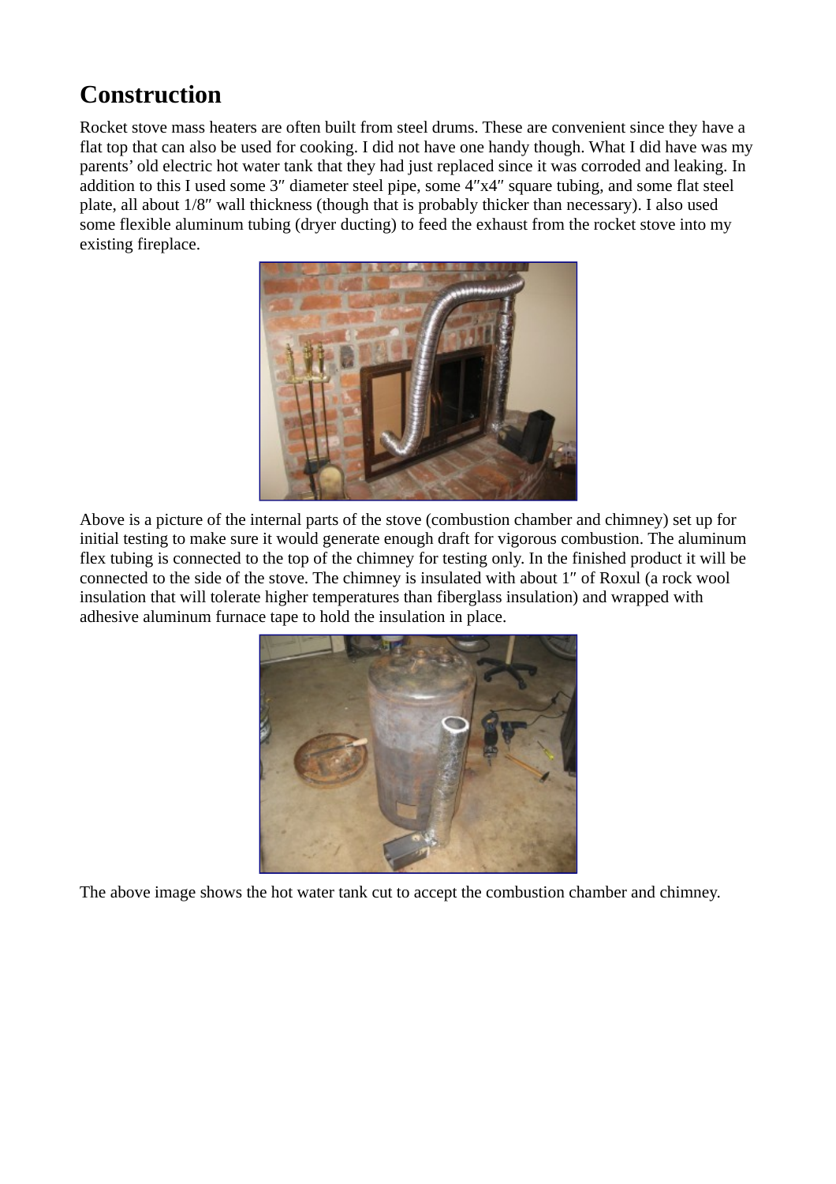# Construction

Rocket stove mass heaters are often built from steel drums. These are convenient since they have a flat top that can also be used for cooking. I did not have one handy though. What I did have was my parents' old electric hot water tank that they had just replaced since it was corroded and leaking. In addition to this I used some 3″ diameter steel pipe, some 4″x4″ square tubing, and some flat steel plate, all about 1/8″ wall thickness (though that is probably thicker than necessary). I also used some flexible aluminum tubing (dryer ducting) to feed the exhaust from the rocket stove into my existing fireplace.

Above is a picture of the internal parts of the stove (combustion chamber and chimney) set up for initial testing to make sure it would generate enough draft for vigorous combustion. The aluminum flex tubing is connected to the top of the chimney for testing only. In the finished product it will be connected to the side of the stove. The chimney is insulated with about 1″ of Roxul (a rock wool insulation that will tolerate higher temperatures than fiberglass insulation) and wrapped with adhesive aluminum furnace tape to hold the insulation in place.

The above image shows the hot water tank cut to accept the combustion chamber and chimney.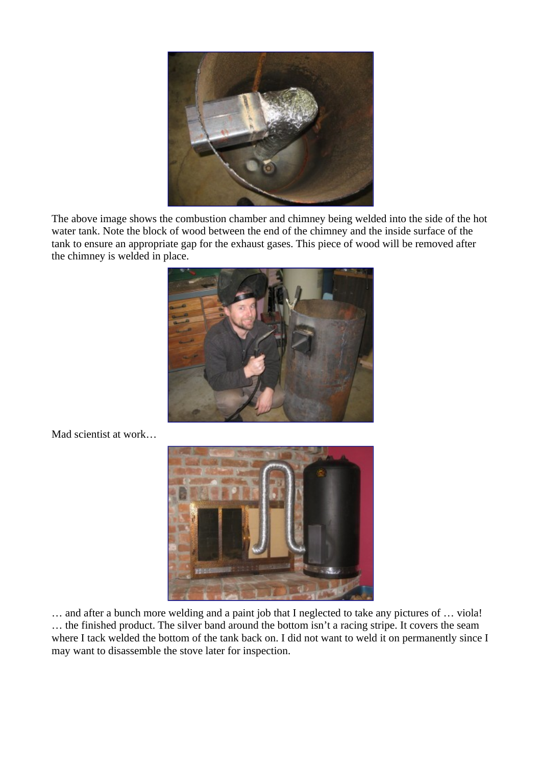The above image shows the combustion chamber and chimney being welded into the side of the hot water tank. Note the block of wood between the end of the chimney and the inside surface of the tank to ensure an appropriate gap for the exhaust gases. This piece of wood will be removed after the chimney is welded in place.

Mad scientist at work…

… and after a bunch more welding and a paint job that I neglected to take any pictures of … viola! … the finished product. The silver band around the bottom isn't a racing stripe. It covers the seam where I tack welded the bottom of the tank back on. I did not want to weld it on permanently since I may want to disassemble the stove later for inspection.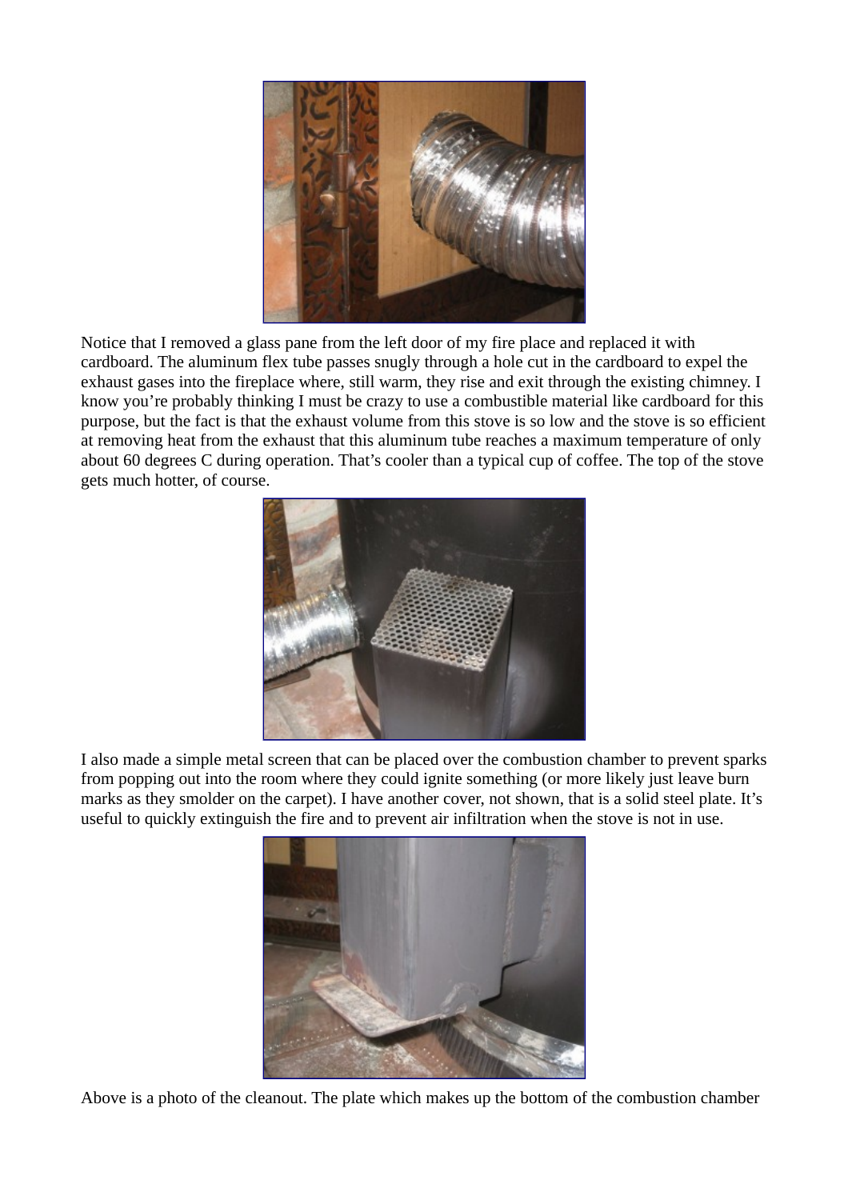Notice that I removed a glass pane from the left door of my fire place and replaced it with cardboard. The aluminum flex tube passes snugly through a hole cut in the cardboard to expel the exhaust gases into the fireplace where, still warm, they rise and exit through the existing chimney. I know you’re probably thinking I must be crazy to use a combustible material like cardboard for this purpose, but the fact is that the exhaust volume from this stove is so low and the stove is so efficient at removing heat from the exhaust that this aluminum tube reaches a maximum temperature of only about 60 degrees C during operation. That’s cooler than a typical cup of coffee. The top of the stove gets much hotter, of course.

I also made a simple metal screen that can be placed over the combustion chamber to prevent sparks from popping out into the room where they could ignite something (or more likely just leave burn marks as they smolder on the carpet). I have another cover, not shown, that is a solid steel plate. It’s useful to quickly extinguish the fire and to prevent air infiltration when the stove is not in use.

Above is a photo of the cleanout. The plate which makes up the bottom of the combustion chamber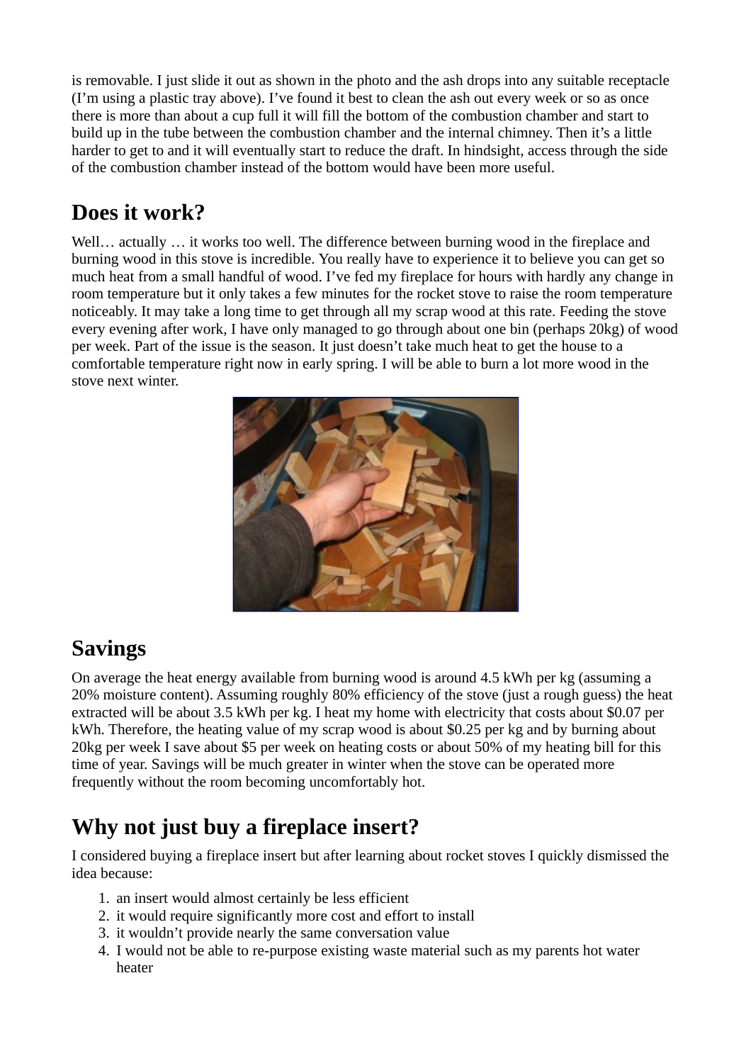is removable. I just slide it out as shown in the photo and the ash drops into any suitable receptacle (I'm using a plastic tray above). I've found it best to clean the ash out every week or so as once there is more than about a cup full it will fill the bottom of the combustion chamber and start to build up in the tube between the combustion chamber and the internal chimney. Then it's a little harder to get to and it will eventually start to reduce the draft. In hindsight, access through the side of the combustion chamber instead of the bottom would have been more useful.

## Does it work?

Well… actually … it works too well. The difference between burning wood in the fireplace and burning wood in this stove is incredible. You really have to experience it to believe you can get so much heat from a small handful of wood. I've fed my fireplace for hours with hardly any change in room temperature but it only takes a few minutes for the rocket stove to raise the room temperature noticeably. It may take a long time to get through all my scrap wood at this rate. Feeding the stove every evening after work, I have only managed to go through about one bin (perhaps 20kg) of wood per week. Part of the issue is the season. It just doesn't take much heat to get the house to a comfortable temperature right now in early spring. I will be able to burn a lot more wood in the stove next winter.

## Savings

On average the heat energy available from burning wood is around 4.5 kWh per kg (assuming a 20% moisture content). Assuming roughly 80% efficiency of the stove (just a rough guess) the heat extracted will be about 3.5 kWh per kg. I heat my home with electricity that costs about $0.07 per kWh. Therefore, the heating value of my scrap wood is about $0.25 per kg and by burning about 20kg per week I save about $5 per week on heating costs or about 50% of my heating bill for this time of year. Savings will be much greater in winter when the stove can be operated more frequently without the room becoming uncomfortably hot.

## Why not just buy a fireplace insert?

I considered buying a fireplace insert but after learning about rocket stoves I quickly dismissed the idea because:

1. an insert would almost certainly be less efficient
2. it would require significantly more cost and effort to install
3. it wouldn't provide nearly the same conversation value
4. I would not be able to re-purpose existing waste material such as my parents hot water heater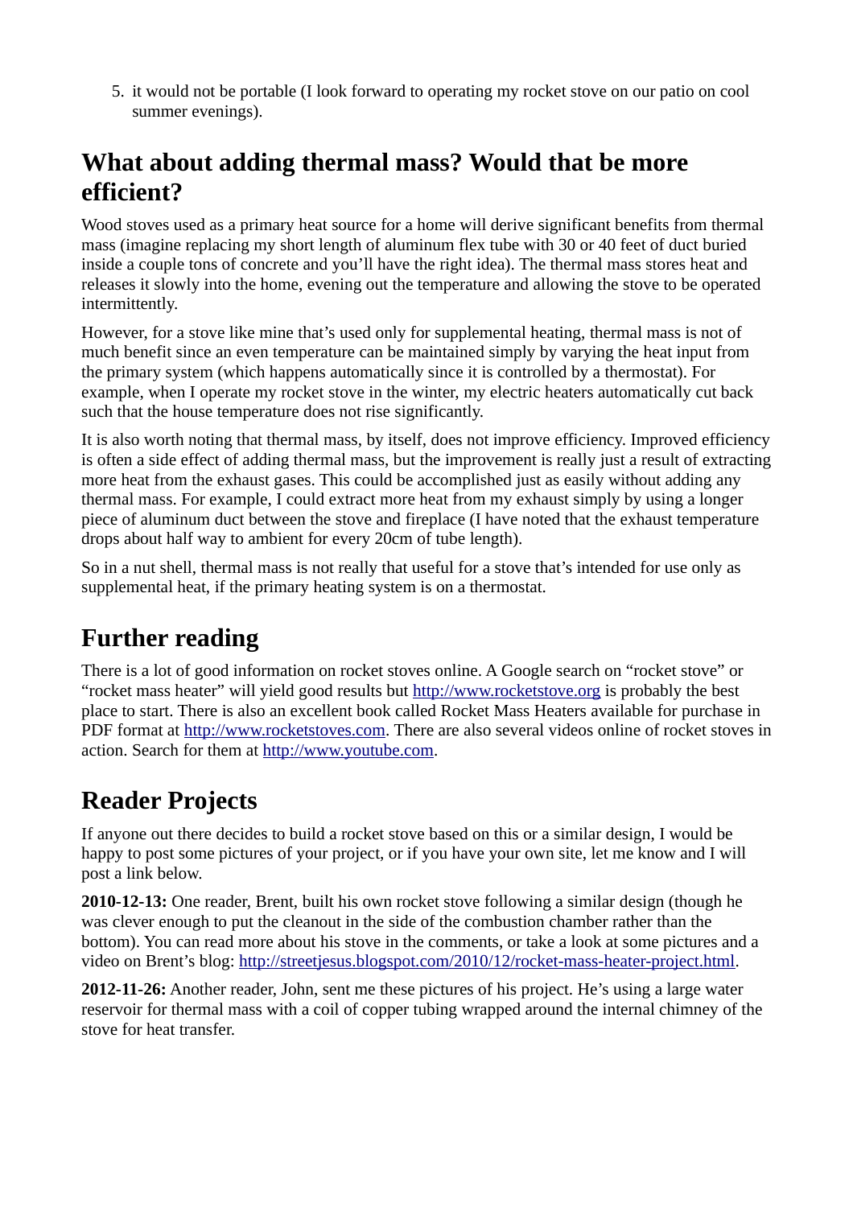5. it would not be portable (I look forward to operating my rocket stove on our patio on cool summer evenings).

## What about adding thermal mass? Would that be more efficient?

Wood stoves used as a primary heat source for a home will derive significant benefits from thermal mass (imagine replacing my short length of aluminum flex tube with 30 or 40 feet of duct buried inside a couple tons of concrete and you'll have the right idea). The thermal mass stores heat and releases it slowly into the home, evening out the temperature and allowing the stove to be operated intermittently.

However, for a stove like mine that's used only for supplemental heating, thermal mass is not of much benefit since an even temperature can be maintained simply by varying the heat input from the primary system (which happens automatically since it is controlled by a thermostat). For example, when I operate my rocket stove in the winter, my electric heaters automatically cut back such that the house temperature does not rise significantly.

It is also worth noting that thermal mass, by itself, does not improve efficiency. Improved efficiency is often a side effect of adding thermal mass, but the improvement is really just a result of extracting more heat from the exhaust gases. This could be accomplished just as easily without adding any thermal mass. For example, I could extract more heat from my exhaust simply by using a longer piece of aluminum duct between the stove and fireplace (I have noted that the exhaust temperature drops about half way to ambient for every 20cm of tube length).

So in a nut shell, thermal mass is not really that useful for a stove that's intended for use only as supplemental heat, if the primary heating system is on a thermostat.

## Further reading

There is a lot of good information on rocket stoves online. A Google search on "rocket stove" or "rocket mass heater" will yield good results but [http://www.rocketstove.org](http://www.rocketstove.org) is probably the best place to start. There is also an excellent book called Rocket Mass Heaters available for purchase in PDF format at [http://www.rocketstoves.com](http://www.rocketstoves.com). There are also several videos online of rocket stoves in action. Search for them at [http://www.youtube.com](http://www.youtube.com).

## Reader Projects

If anyone out there decides to build a rocket stove based on this or a similar design, I would be happy to post some pictures of your project, or if you have your own site, let me know and I will post a link below.

**2010-12-13:** One reader, Brent, built his own rocket stove following a similar design (though he was clever enough to put the cleanout in the side of the combustion chamber rather than the bottom). You can read more about his stove in the comments, or take a look at some pictures and a video on Brent's blog: [http://streetjesus.blogspot.com/2010/12/rocket-mass-heater-project.html](http://streetjesus.blogspot.com/2010/12/rocket-mass-heater-project.html).

**2012-11-26:** Another reader, John, sent me these pictures of his project. He's using a large water reservoir for thermal mass with a coil of copper tubing wrapped around the internal chimney of the stove for heat transfer.